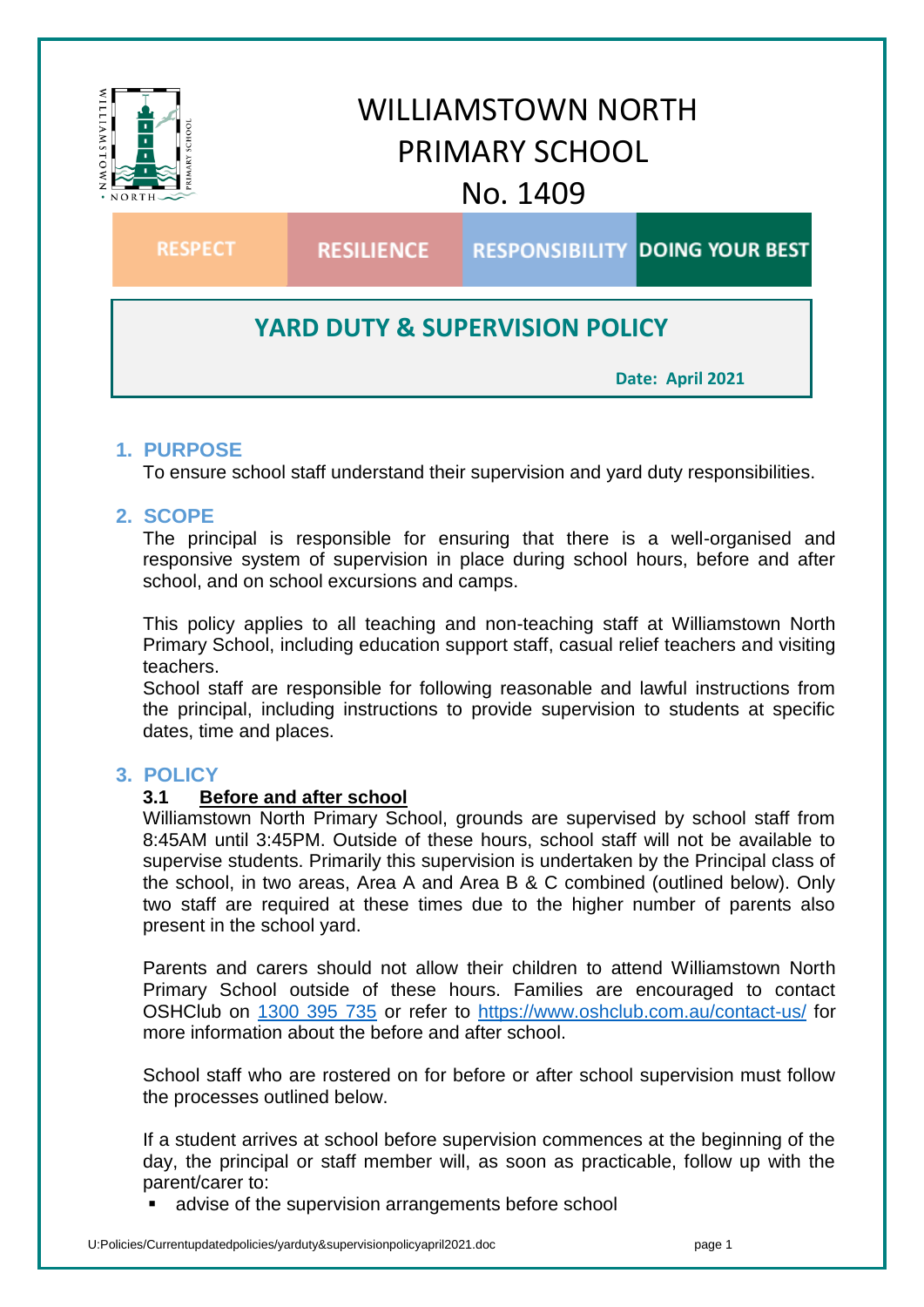# WILLIAMSTOWN NORTH PRIMARY SCHOOL
## No. 1409

| RESPECT | RESILIENCE | RESPONSIBILITY | DOING YOUR BEST |
| --- | --- | --- | --- |

## YARD DUTY & SUPERVISION POLICY

**Date: April 2021**

## 1. PURPOSE

To ensure school staff understand their supervision and yard duty responsibilities.

## 2. SCOPE

The principal is responsible for ensuring that there is a well-organised and responsive system of supervision in place during school hours, before and after school, and on school excursions and camps.

This policy applies to all teaching and non-teaching staff at Williamstown North Primary School, including education support staff, casual relief teachers and visiting teachers.
School staff are responsible for following reasonable and lawful instructions from the principal, including instructions to provide supervision to students at specific dates, time and places.

## 3. POLICY

### 3.1 Before and after school

Williamstown North Primary School, grounds are supervised by school staff from 8:45AM until 3:45PM. Outside of these hours, school staff will not be available to supervise students. Primarily this supervision is undertaken by the Principal class of the school, in two areas, Area A and Area B & C combined (outlined below). Only two staff are required at these times due to the higher number of parents also present in the school yard.

Parents and carers should not allow their children to attend Williamstown North Primary School outside of these hours. Families are encouraged to contact OSHClub on 1300 395 735 or refer to https://www.oshclub.com.au/contact-us/ for more information about the before and after school.

School staff who are rostered on for before or after school supervision must follow the processes outlined below.

If a student arrives at school before supervision commences at the beginning of the day, the principal or staff member will, as soon as practicable, follow up with the parent/carer to:

- advise of the supervision arrangements before school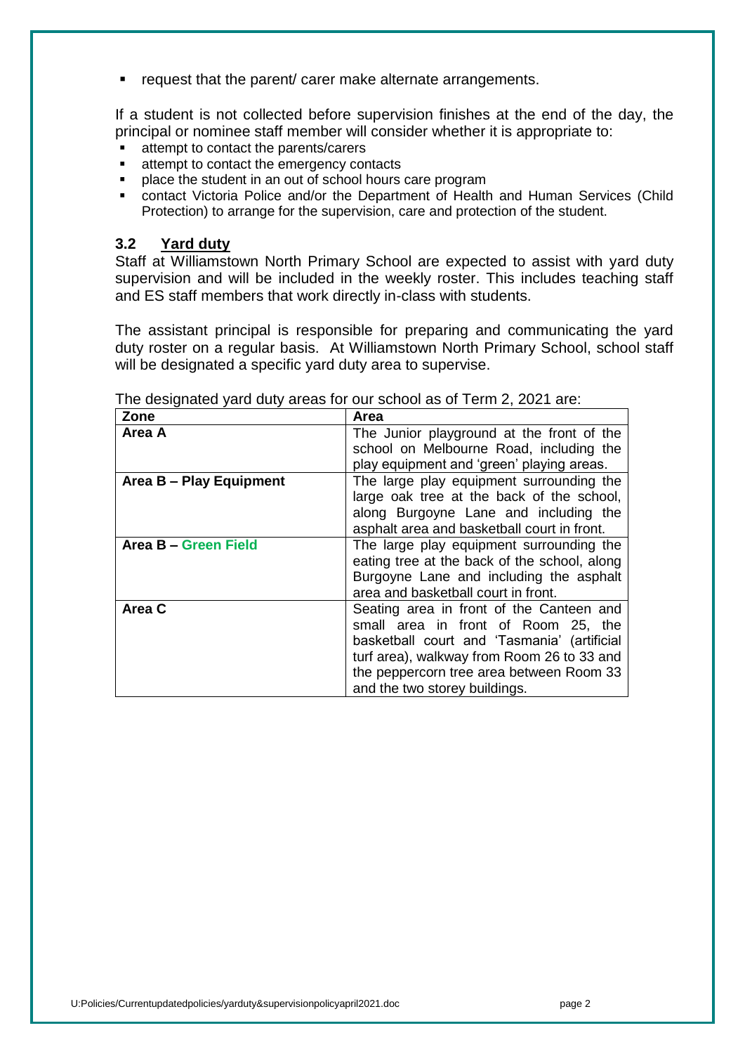- request that the parent/ carer make alternate arrangements.

If a student is not collected before supervision finishes at the end of the day, the principal or nominee staff member will consider whether it is appropriate to:

- attempt to contact the parents/carers
- attempt to contact the emergency contacts
- place the student in an out of school hours care program
- contact Victoria Police and/or the Department of Health and Human Services (Child Protection) to arrange for the supervision, care and protection of the student.

### 3.2 Yard duty

Staff at Williamstown North Primary School are expected to assist with yard duty supervision and will be included in the weekly roster. This includes teaching staff and ES staff members that work directly in-class with students.

The assistant principal is responsible for preparing and communicating the yard duty roster on a regular basis. At Williamstown North Primary School, school staff will be designated a specific yard duty area to supervise.

The designated yard duty areas for our school as of Term 2, 2021 are:

| Zone | Area |
|---|---|
| **Area A** | The Junior playground at the front of the school on Melbourne Road, including the play equipment and 'green' playing areas. |
| **Area B – Play Equipment** | The large play equipment surrounding the large oak tree at the back of the school, along Burgoyne Lane and including the asphalt area and basketball court in front. |
| **Area B – Green Field** | The large play equipment surrounding the eating tree at the back of the school, along Burgoyne Lane and including the asphalt area and basketball court in front. |
| **Area C** | Seating area in front of the Canteen and small area in front of Room 25, the basketball court and 'Tasmania' (artificial turf area), walkway from Room 26 to 33 and the peppercorn tree area between Room 33 and the two storey buildings. |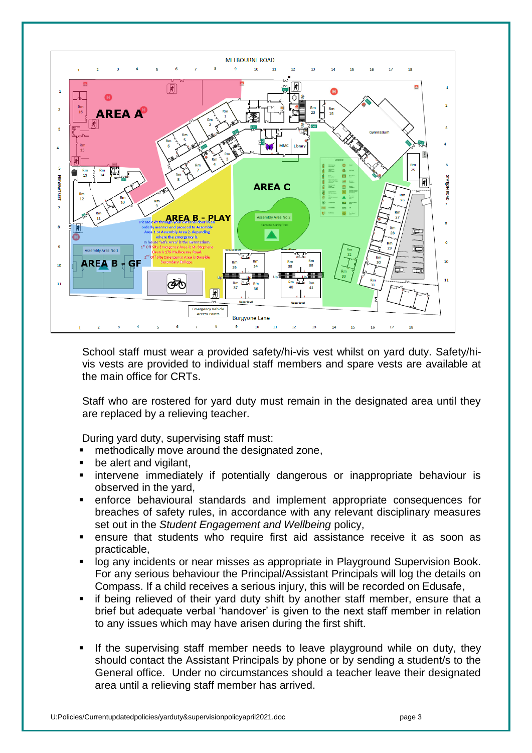School staff must wear a provided safety/hi-vis vest whilst on yard duty. Safety/hi-vis vests are provided to individual staff members and spare vests are available at the main office for CRTs.

Staff who are rostered for yard duty must remain in the designated area until they are replaced by a relieving teacher.

During yard duty, supervising staff must:

- methodically move around the designated zone,
- be alert and vigilant,
- intervene immediately if potentially dangerous or inappropriate behaviour is observed in the yard,
- enforce behavioural standards and implement appropriate consequences for breaches of safety rules, in accordance with any relevant disciplinary measures set out in the *Student Engagement and Wellbeing* policy,
- ensure that students who require first aid assistance receive it as soon as practicable,
- log any incidents or near misses as appropriate in Playground Supervision Book. For any serious behaviour the Principal/Assistant Principals will log the details on Compass. If a child receives a serious injury, this will be recorded on Edusafe,
- if being relieved of their yard duty shift by another staff member, ensure that a brief but adequate verbal 'handover' is given to the next staff member in relation to any issues which may have arisen during the first shift.
- If the supervising staff member needs to leave playground while on duty, they should contact the Assistant Principals by phone or by sending a student/s to the General office. Under no circumstances should a teacher leave their designated area until a relieving staff member has arrived.

U:Policies/Currentupdatedpolicies/yarduty&supervisionpolicyapril2021.doc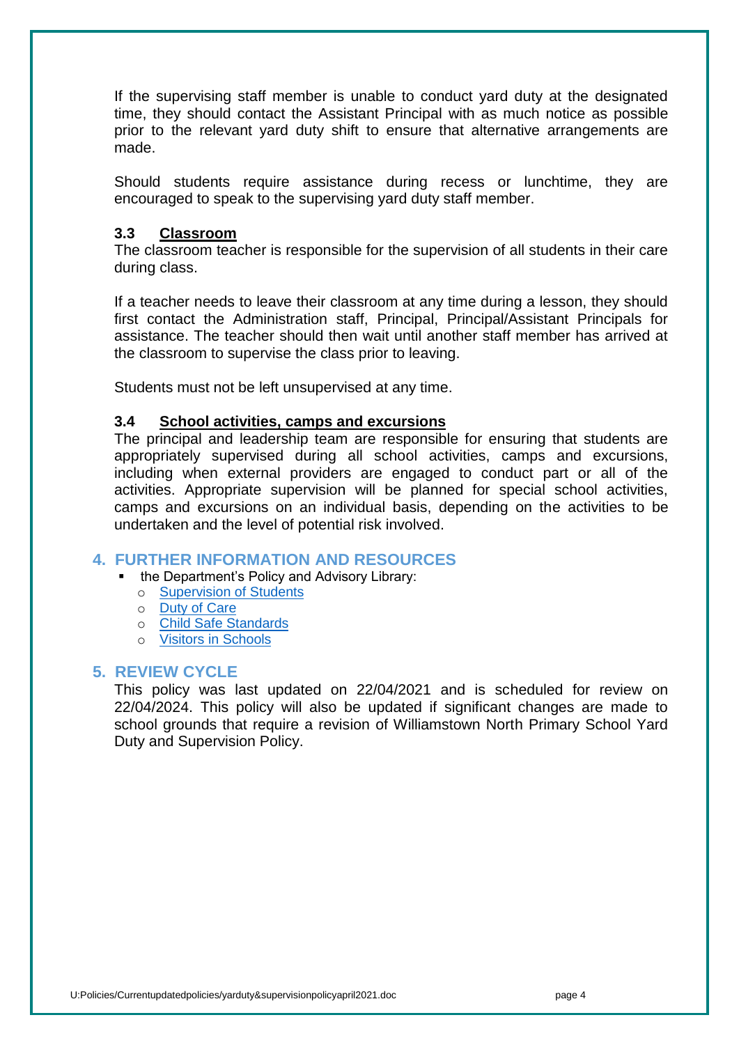If the supervising staff member is unable to conduct yard duty at the designated time, they should contact the Assistant Principal with as much notice as possible prior to the relevant yard duty shift to ensure that alternative arrangements are made.

Should students require assistance during recess or lunchtime, they are encouraged to speak to the supervising yard duty staff member.

### 3.3 <u>Classroom</u>

The classroom teacher is responsible for the supervision of all students in their care during class.

If a teacher needs to leave their classroom at any time during a lesson, they should first contact the Administration staff, Principal, Principal/Assistant Principals for assistance. The teacher should then wait until another staff member has arrived at the classroom to supervise the class prior to leaving.

Students must not be left unsupervised at any time.

### 3.4 <u>School activities, camps and excursions</u>

The principal and leadership team are responsible for ensuring that students are appropriately supervised during all school activities, camps and excursions, including when external providers are engaged to conduct part or all of the activities. Appropriate supervision will be planned for special school activities, camps and excursions on an individual basis, depending on the activities to be undertaken and the level of potential risk involved.

## 4. FURTHER INFORMATION AND RESOURCES

- the Department's Policy and Advisory Library:
  - Supervision of Students
  - Duty of Care
  - Child Safe Standards
  - Visitors in Schools

## 5. REVIEW CYCLE

This policy was last updated on 22/04/2021 and is scheduled for review on 22/04/2024. This policy will also be updated if significant changes are made to school grounds that require a revision of Williamstown North Primary School Yard Duty and Supervision Policy.